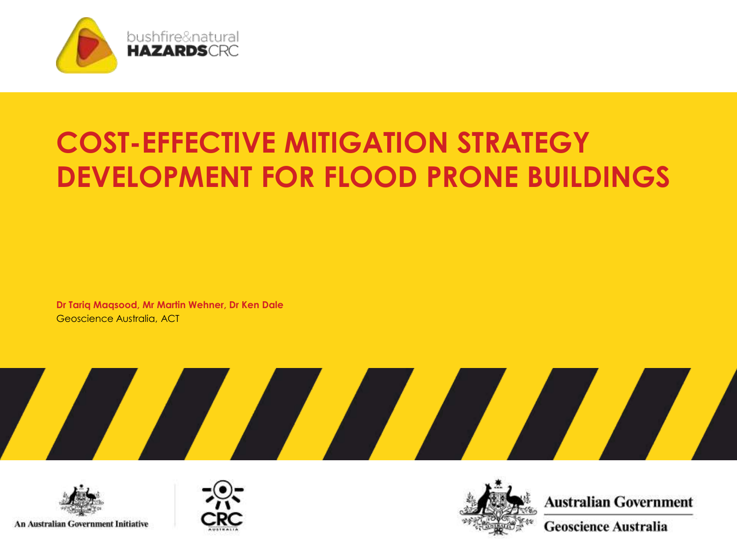bushfire&natural HAZARDSCRC

# COST-EFFECTIVE MITIGATION STRATEGY DEVELOPMENT FOR FLOOD PRONE BUILDINGS

**Dr Tariq Maqsood, Mr Martin Wehner, Dr Ken Dale**

Geoscience Australia, ACT

An Australian Government Initiative

CRC AUSTRALIA

Australian Government

Geoscience Australia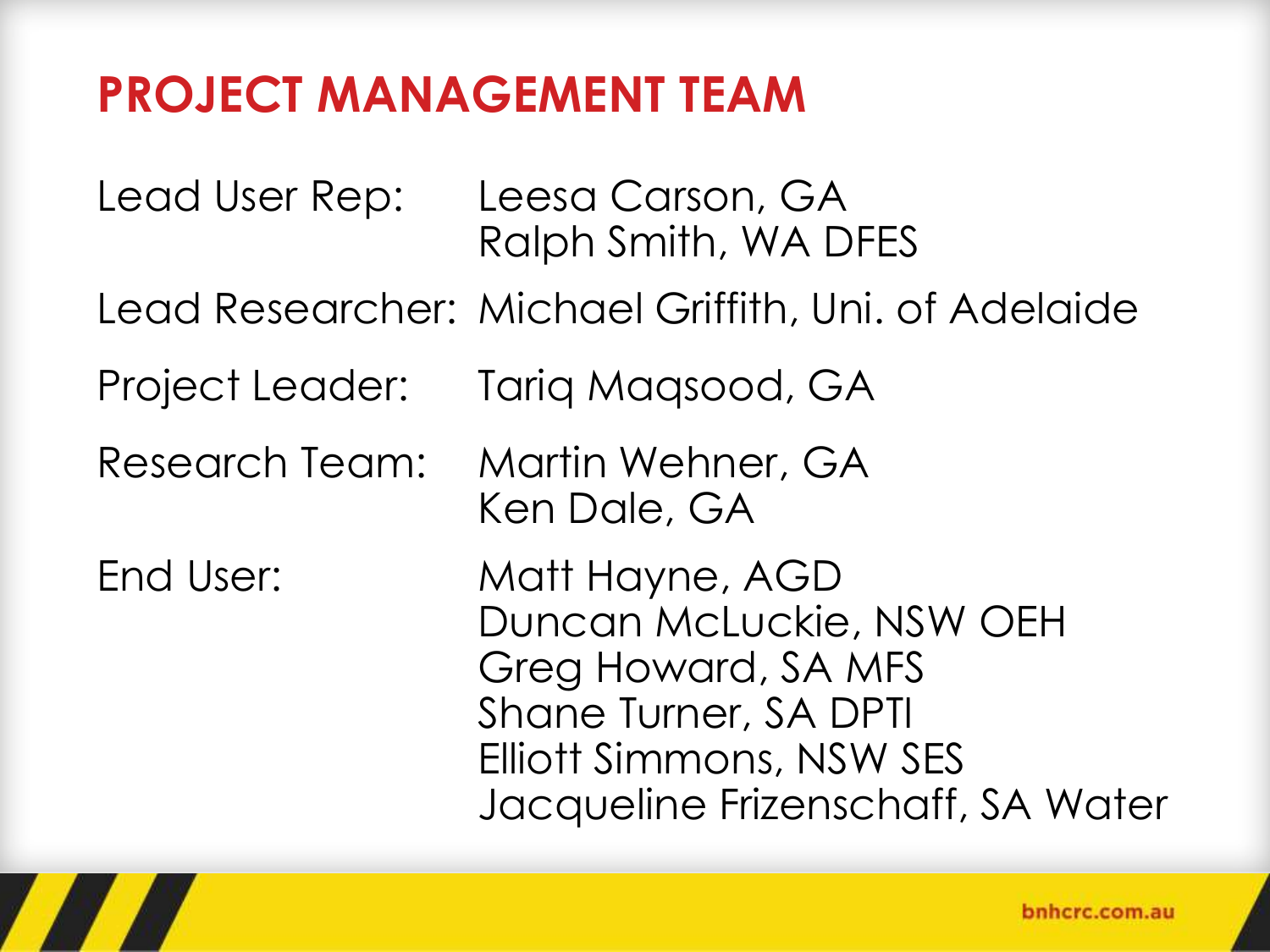# PROJECT MANAGEMENT TEAM

| | |
|---|---|
| Lead User Rep: | Leesa Carson, GA<br>Ralph Smith, WA DFES |
| Lead Researcher: | Michael Griffith, Uni. of Adelaide |
| Project Leader: | Tariq Maqsood, GA |
| Research Team: | Martin Wehner, GA<br>Ken Dale, GA |
| End User: | Matt Hayne, AGD<br>Duncan McLuckie, NSW OEH<br>Greg Howard, SA MFS<br>Shane Turner, SA DPTI<br>Elliott Simmons, NSW SES<br>Jacqueline Frizenschaff, SA Water |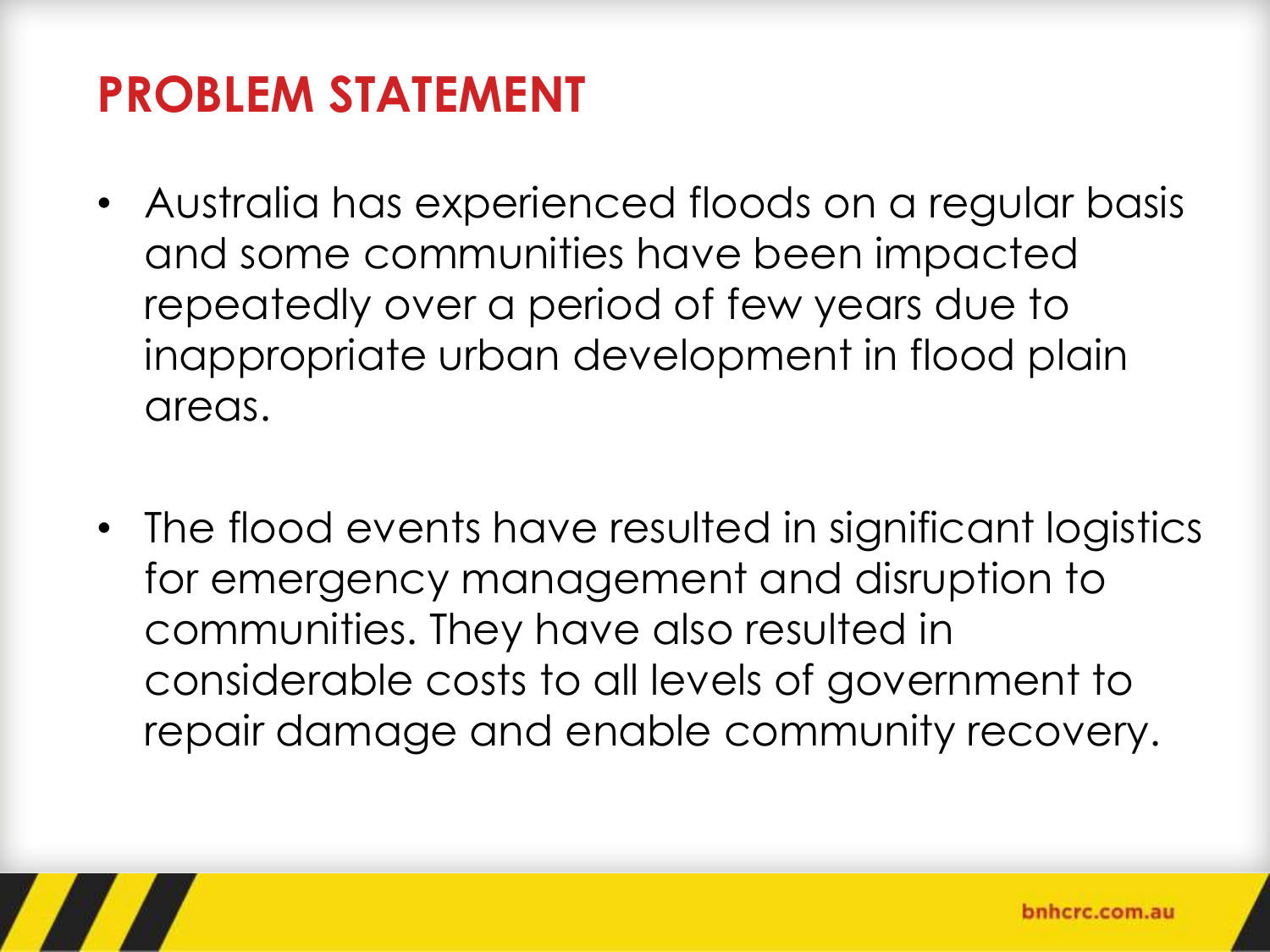# PROBLEM STATEMENT

- Australia has experienced floods on a regular basis and some communities have been impacted repeatedly over a period of few years due to inappropriate urban development in flood plain areas.

- The flood events have resulted in significant logistics for emergency management and disruption to communities. They have also resulted in considerable costs to all levels of government to repair damage and enable community recovery.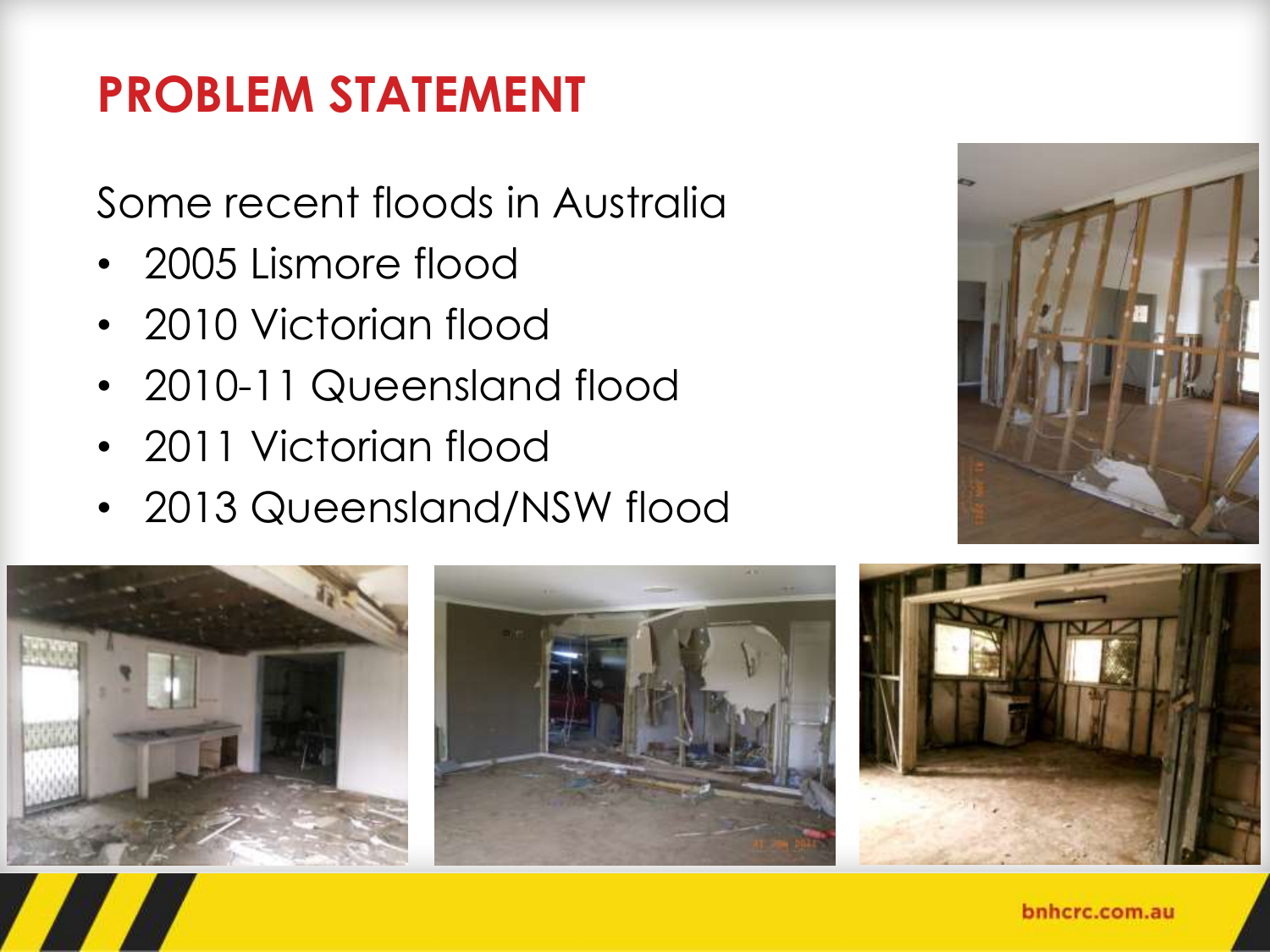# PROBLEM STATEMENT

Some recent floods in Australia

- 2005 Lismore flood
- 2010 Victorian flood
- 2010-11 Queensland flood
- 2011 Victorian flood
- 2013 Queensland/NSW flood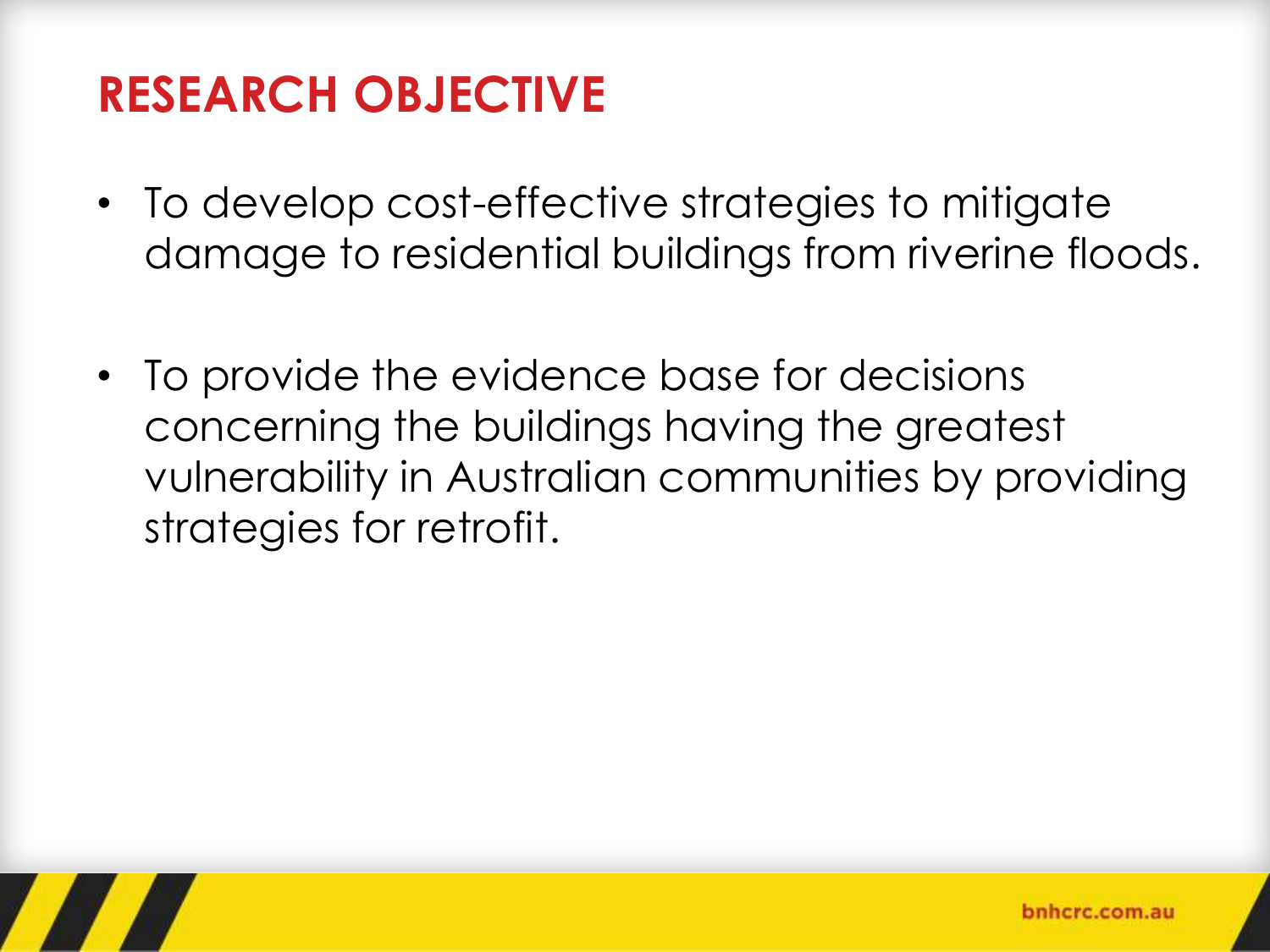# RESEARCH OBJECTIVE

- To develop cost-effective strategies to mitigate damage to residential buildings from riverine floods.

- To provide the evidence base for decisions concerning the buildings having the greatest vulnerability in Australian communities by providing strategies for retrofit.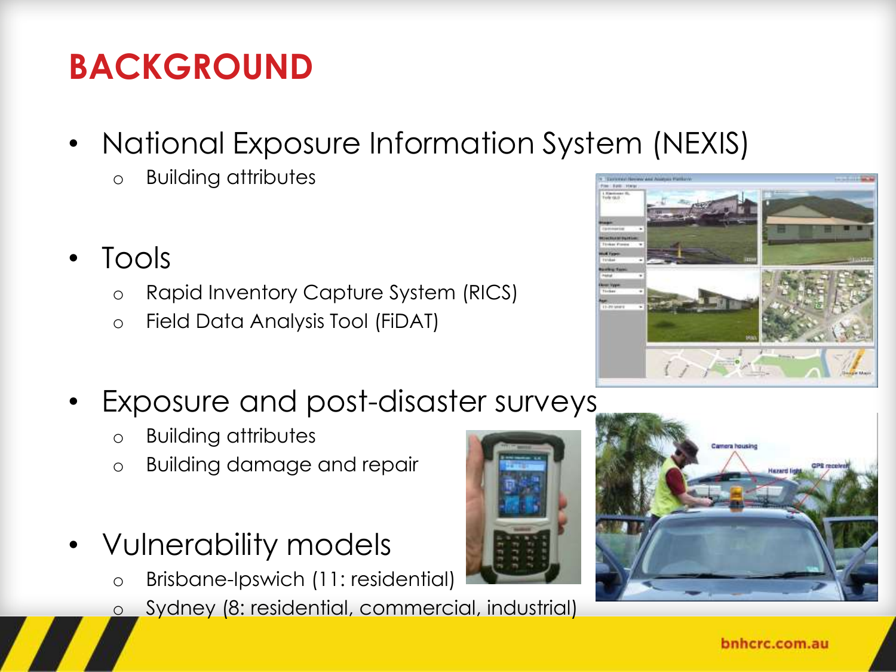# BACKGROUND

- National Exposure Information System (NEXIS)
  - Building attributes
- Tools
  - Rapid Inventory Capture System (RICS)
  - Field Data Analysis Tool (FiDAT)
- Exposure and post-disaster surveys
  - Building attributes
  - Building damage and repair
- Vulnerability models
  - Brisbane-Ipswich (11: residential)
  - Sydney (8: residential, commercial, industrial)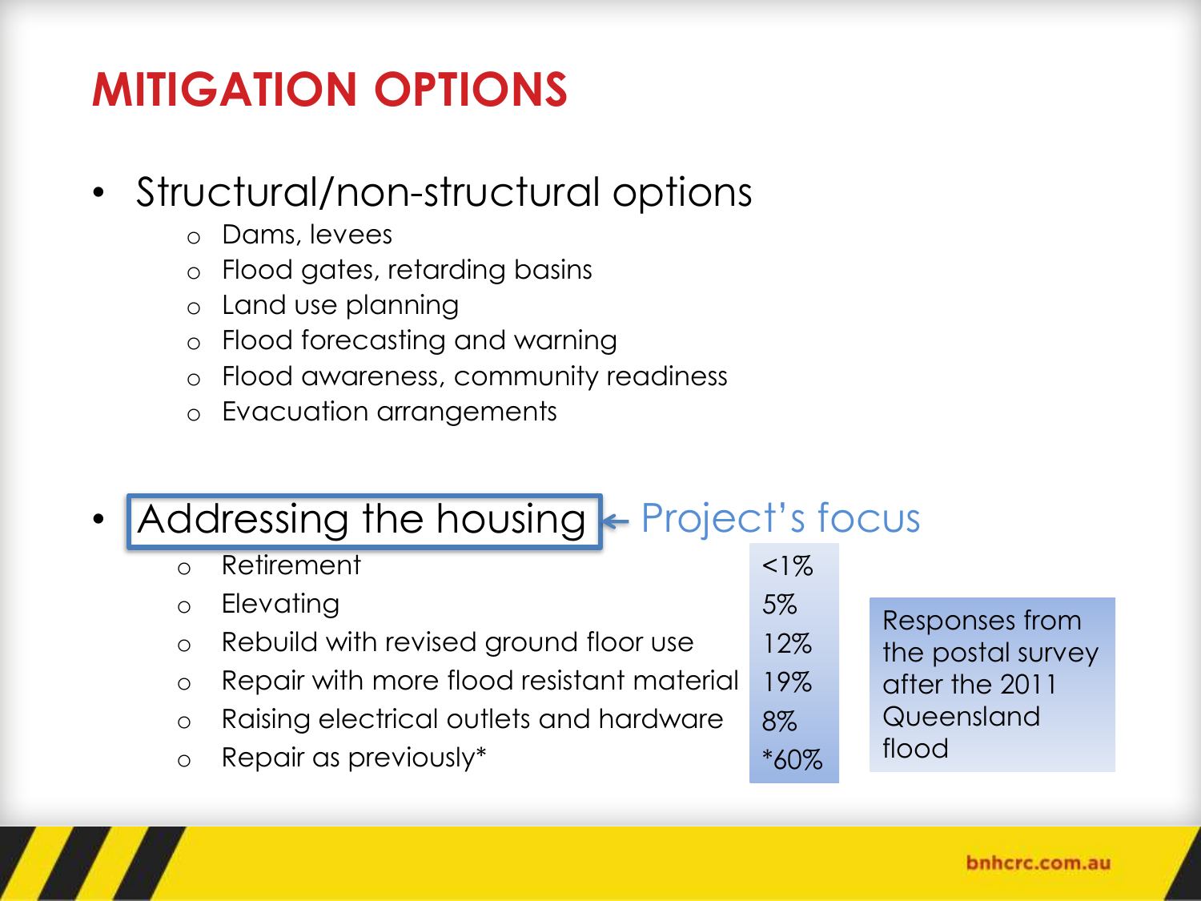# MITIGATION OPTIONS

- Structural/non-structural options
  - Dams, levees
  - Flood gates, retarding basins
  - Land use planning
  - Flood forecasting and warning
  - Flood awareness, community readiness
  - Evacuation arrangements

- Addressing the housing ← Project's focus

| Option | Response |
|---|---|
| Retirement | <1% |
| Elevating | 5% |
| Rebuild with revised ground floor use | 12% |
| Repair with more flood resistant material | 19% |
| Raising electrical outlets and hardware | 8% |
| Repair as previously* | *60% |

Responses from the postal survey after the 2011 Queensland flood

bnhcrc.com.au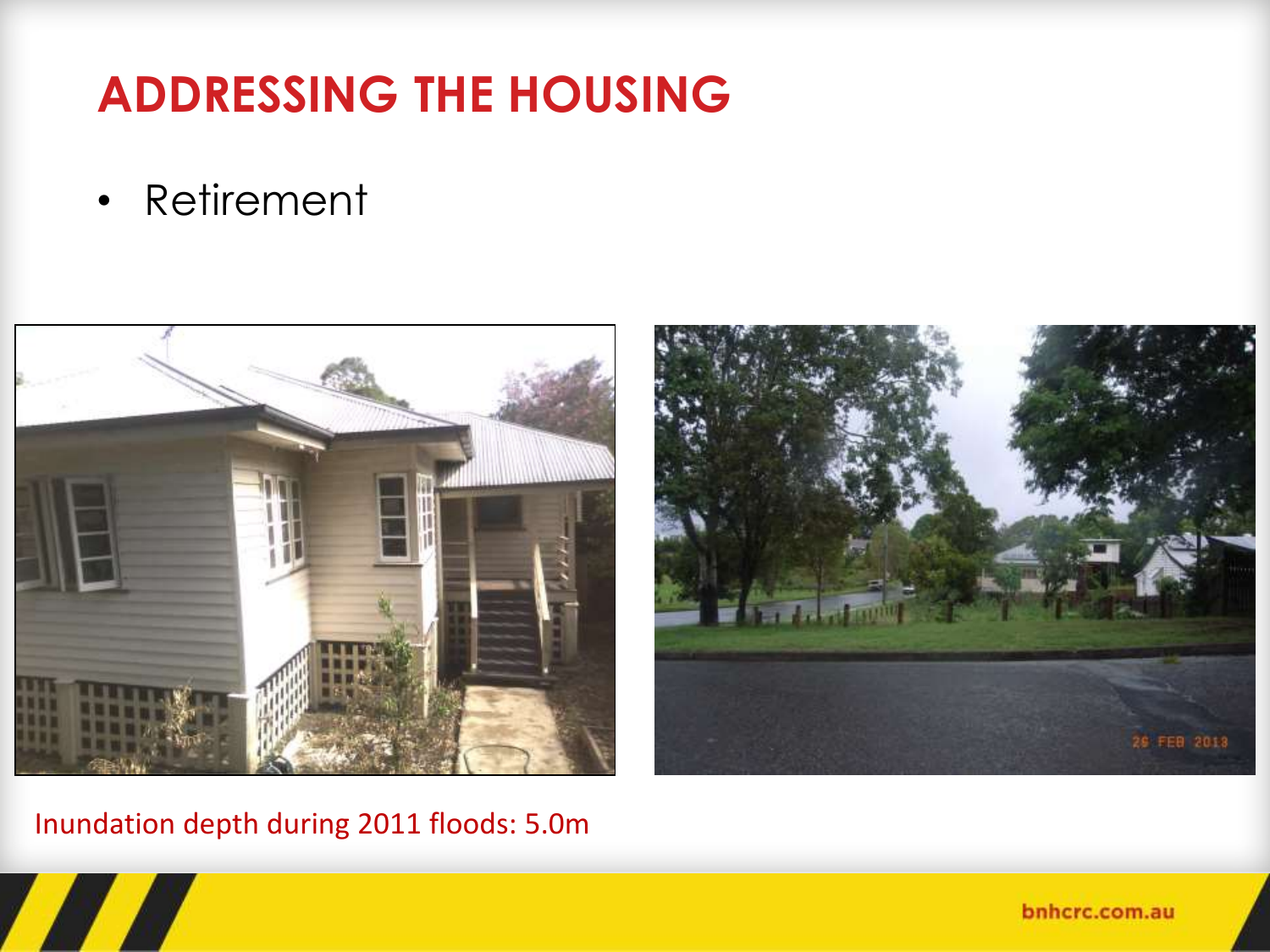# ADDRESSING THE HOUSING

- Retirement

Inundation depth during 2011 floods: 5.0m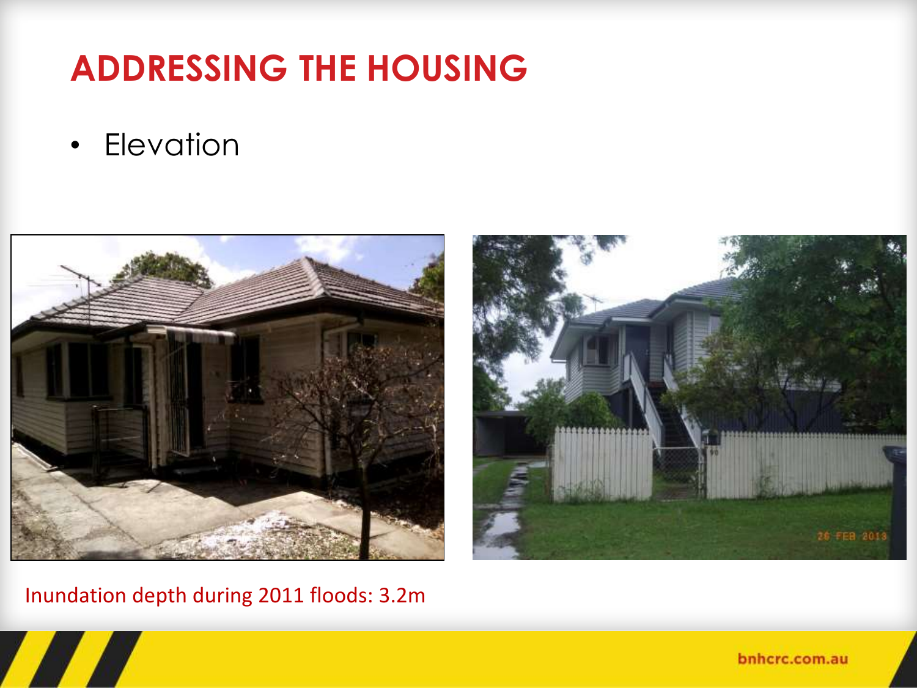# ADDRESSING THE HOUSING

- Elevation

Inundation depth during 2011 floods: 3.2m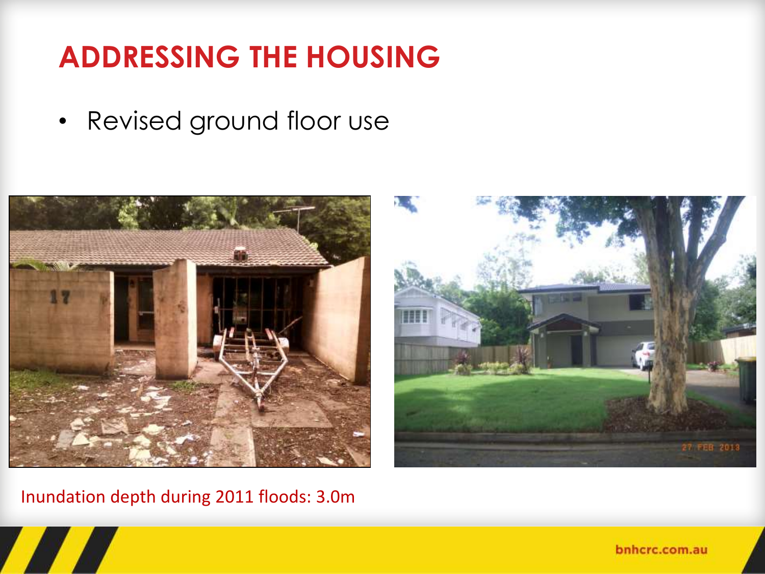# ADDRESSING THE HOUSING

- Revised ground floor use

Inundation depth during 2011 floods: 3.0m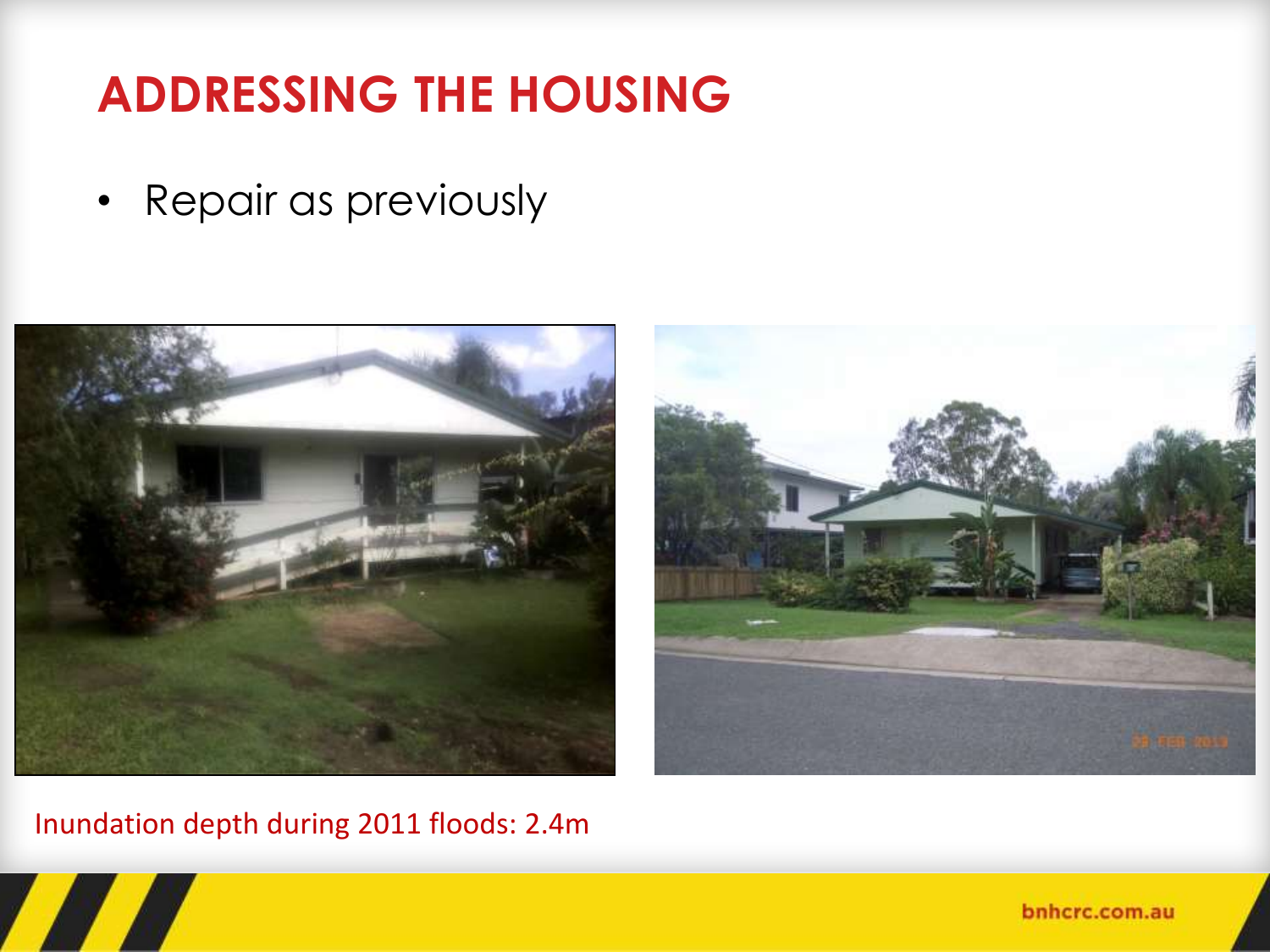# ADDRESSING THE HOUSING

- Repair as previously

Inundation depth during 2011 floods: 2.4m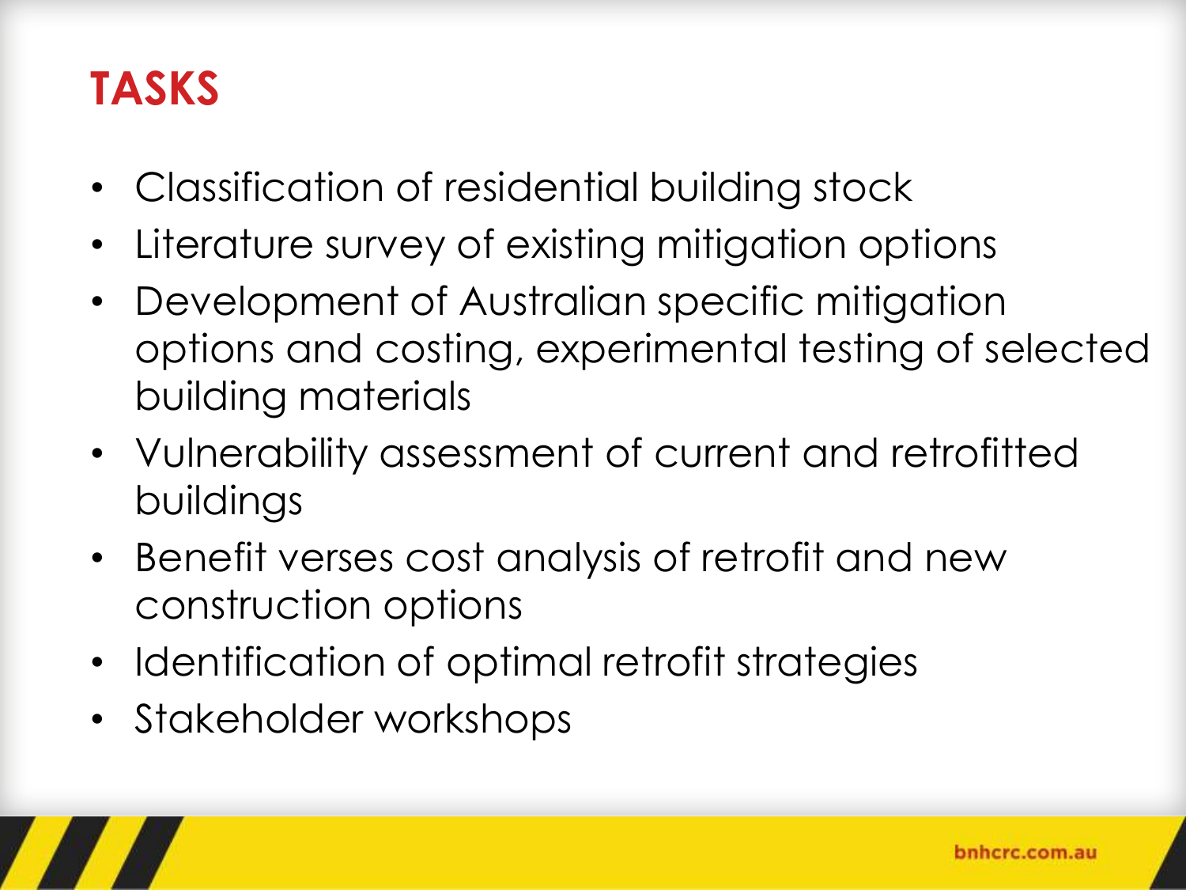# TASKS

- Classification of residential building stock
- Literature survey of existing mitigation options
- Development of Australian specific mitigation options and costing, experimental testing of selected building materials
- Vulnerability assessment of current and retrofitted buildings
- Benefit verses cost analysis of retrofit and new construction options
- Identification of optimal retrofit strategies
- Stakeholder workshops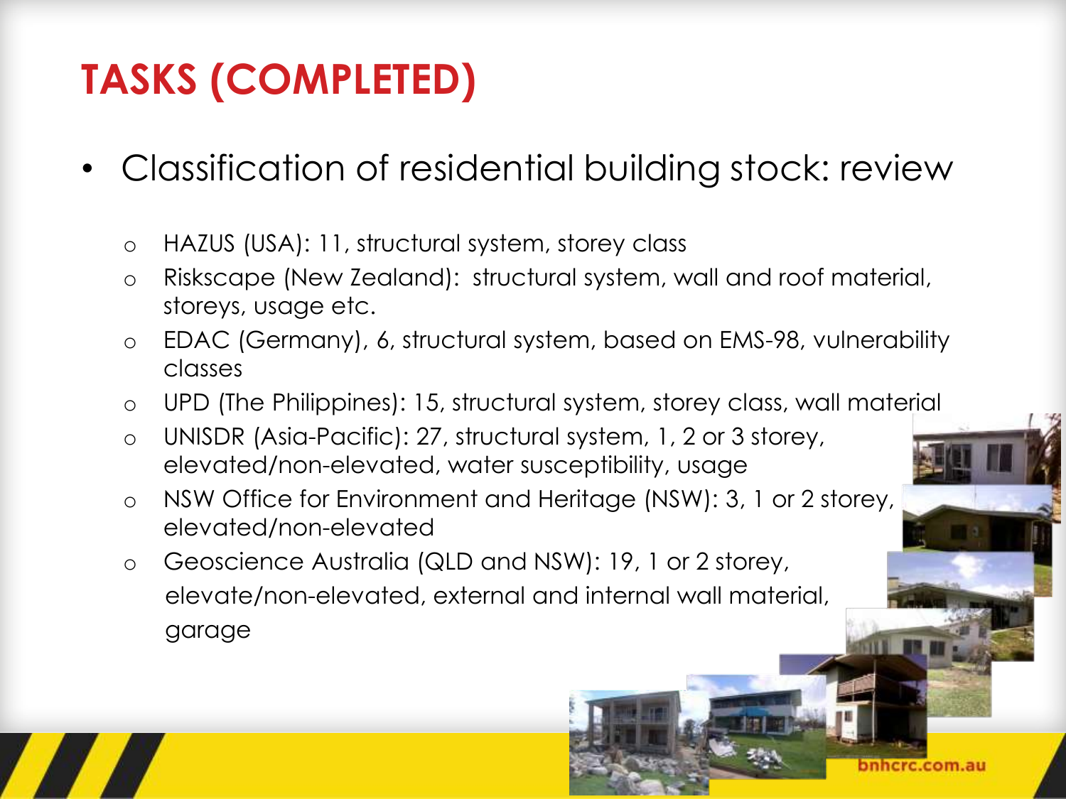# TASKS (COMPLETED)

- Classification of residential building stock: review
  - HAZUS (USA): 11, structural system, storey class
  - Riskscape (New Zealand): structural system, wall and roof material, storeys, usage etc.
  - EDAC (Germany), 6, structural system, based on EMS-98, vulnerability classes
  - UPD (The Philippines): 15, structural system, storey class, wall material
  - UNISDR (Asia-Pacific): 27, structural system, 1, 2 or 3 storey, elevated/non-elevated, water susceptibility, usage
  - NSW Office for Environment and Heritage (NSW): 3, 1 or 2 storey, elevated/non-elevated
  - Geoscience Australia (QLD and NSW): 19, 1 or 2 storey, elevate/non-elevated, external and internal wall material, garage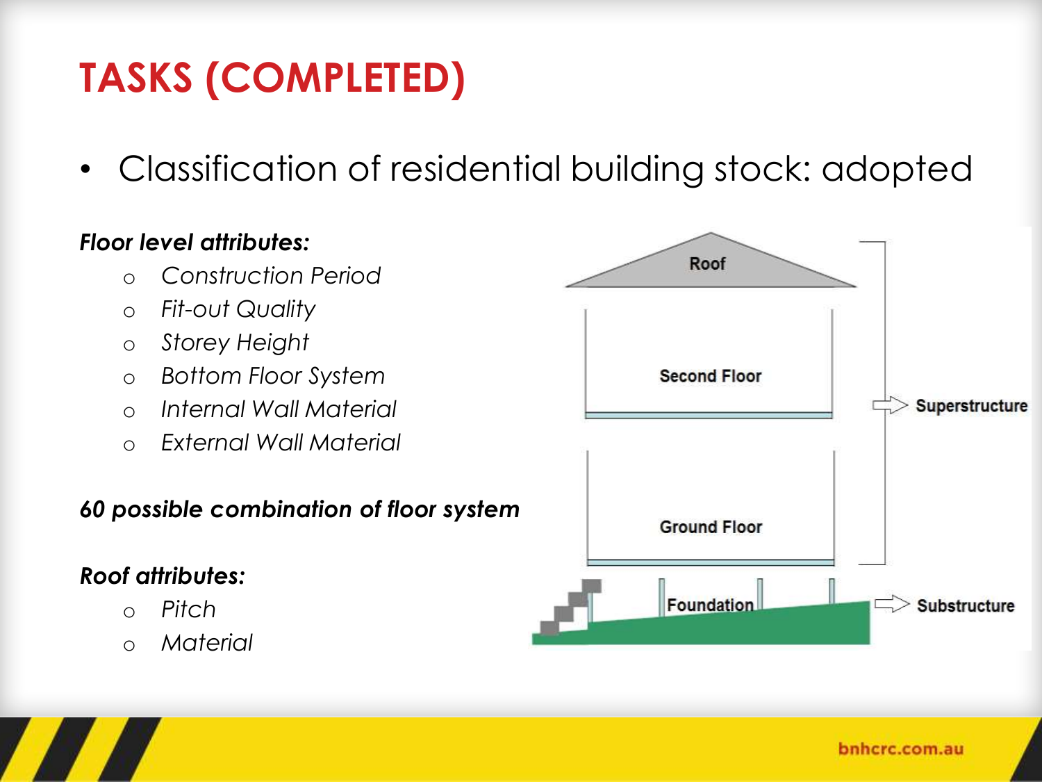# TASKS (COMPLETED)

- Classification of residential building stock: adopted

***Floor level attributes:***

- *Construction Period*
- *Fit-out Quality*
- *Storey Height*
- *Bottom Floor System*
- *Internal Wall Material*
- *External Wall Material*

***60 possible combination of floor system***

***Roof attributes:***

- *Pitch*
- *Material*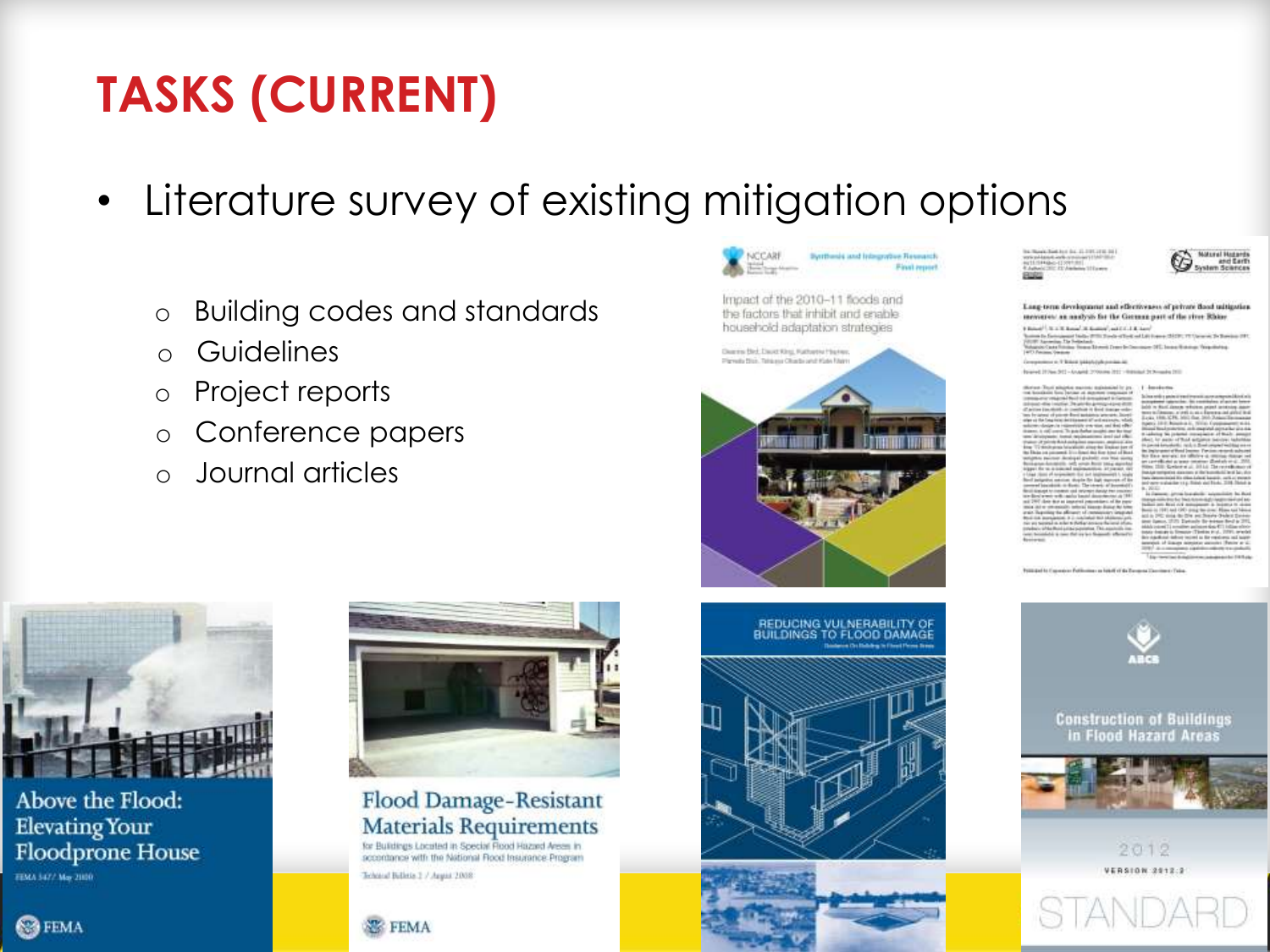# TASKS (CURRENT)

- Literature survey of existing mitigation options
  - Building codes and standards
  - Guidelines
  - Project reports
  - Conference papers
  - Journal articles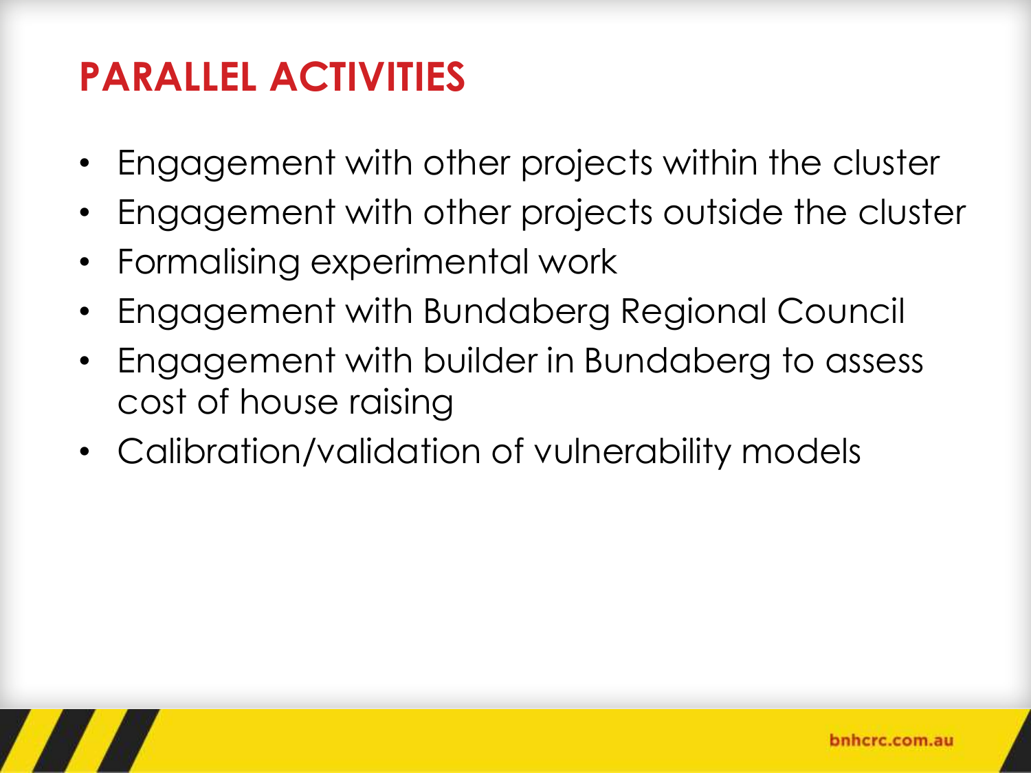# PARALLEL ACTIVITIES

- Engagement with other projects within the cluster
- Engagement with other projects outside the cluster
- Formalising experimental work
- Engagement with Bundaberg Regional Council
- Engagement with builder in Bundaberg to assess cost of house raising
- Calibration/validation of vulnerability models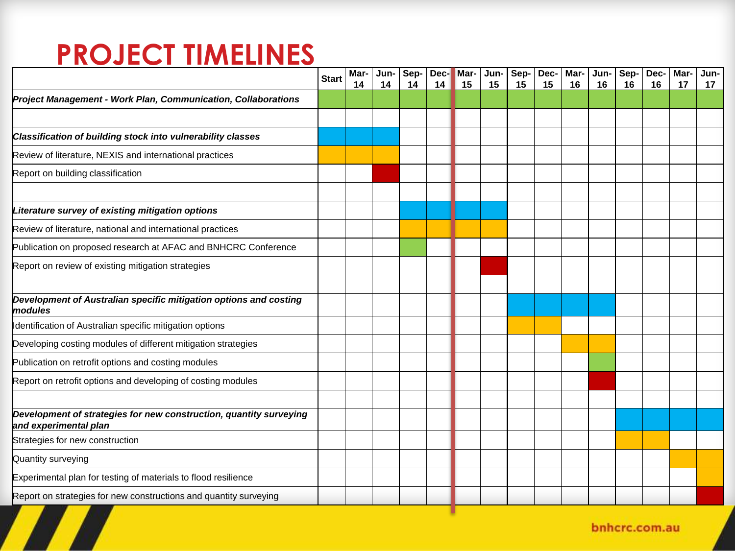# PROJECT TIMELINES

| | Start | Mar-14 | Jun-14 | Sep-14 | Dec-14 | Mar-15 | Jun-15 | Sep-15 | Dec-15 | Mar-16 | Jun-16 | Sep-16 | Dec-16 | Mar-17 | Jun-17 |
|---|---|---|---|---|---|---|---|---|---|---|---|---|---|---|---|
| ***Project Management - Work Plan, Communication, Collaborations*** | ■ | ■ | ■ | ■ | ■ | ■ | ■ | ■ | ■ | ■ | ■ | ■ | ■ | ■ | ■ |
| | | | | | | | | | | | | | | | |
| ***Classification of building stock into vulnerability classes*** | ■ | ■ | ■ | | | | | | | | | | | | |
| Review of literature, NEXIS and international practices | ■ | ■ | ■ | | | | | | | | | | | | |
| Report on building classification | | | ■ | | | | | | | | | | | | |
| | | | | | | | | | | | | | | | |
| ***Literature survey of existing mitigation options*** | | | | ■ | ■ | ■ | ■ | | | | | | | | |
| Review of literature, national and international practices | | | | ■ | ■ | ■ | ■ | | | | | | | | |
| Publication on proposed research at AFAC and BNHCRC Conference | | | | ■ | | | | | | | | | | | |
| Report on review of existing mitigation strategies | | | | | | | ■ | | | | | | | | |
| | | | | | | | | | | | | | | | |
| ***Development of Australian specific mitigation options and costing modules*** | | | | | | | | ■ | ■ | ■ | ■ | | | | |
| Identification of Australian specific mitigation options | | | | | | | | ■ | ■ | | | | | | |
| Developing costing modules of different mitigation strategies | | | | | | | | | | ■ | ■ | | | | |
| Publication on retrofit options and costing modules | | | | | | | | | | | ■ | | | | |
| Report on retrofit options and developing of costing modules | | | | | | | | | | | ■ | | | | |
| | | | | | | | | | | | | | | | |
| ***Development of strategies for new construction, quantity surveying and experimental plan*** | | | | | | | | | | | | ■ | ■ | ■ | ■ |
| Strategies for new construction | | | | | | | | | | | | ■ | ■ | | |
| Quantity surveying | | | | | | | | | | | | | | ■ | ■ |
| Experimental plan for testing of materials to flood resilience | | | | | | | | | | | | | | | ■ |
| Report on strategies for new constructions and quantity surveying | | | | | | | | | | | | | | | ■ |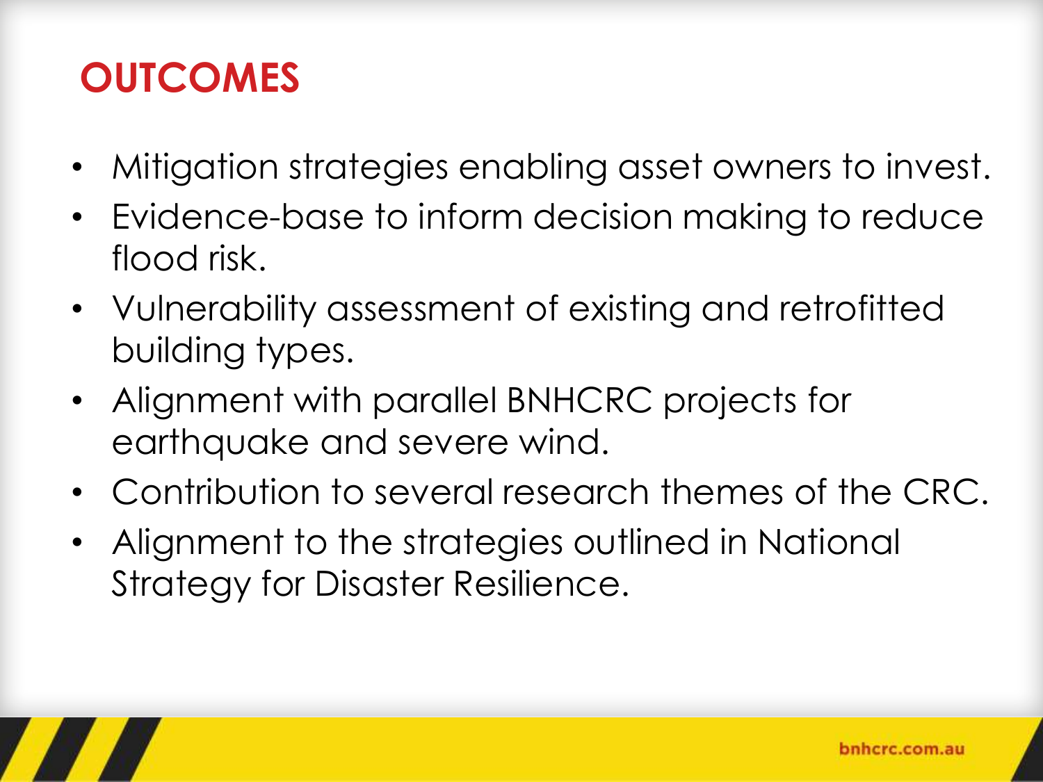# OUTCOMES

- Mitigation strategies enabling asset owners to invest.
- Evidence-base to inform decision making to reduce flood risk.
- Vulnerability assessment of existing and retrofitted building types.
- Alignment with parallel BNHCRC projects for earthquake and severe wind.
- Contribution to several research themes of the CRC.
- Alignment to the strategies outlined in National Strategy for Disaster Resilience.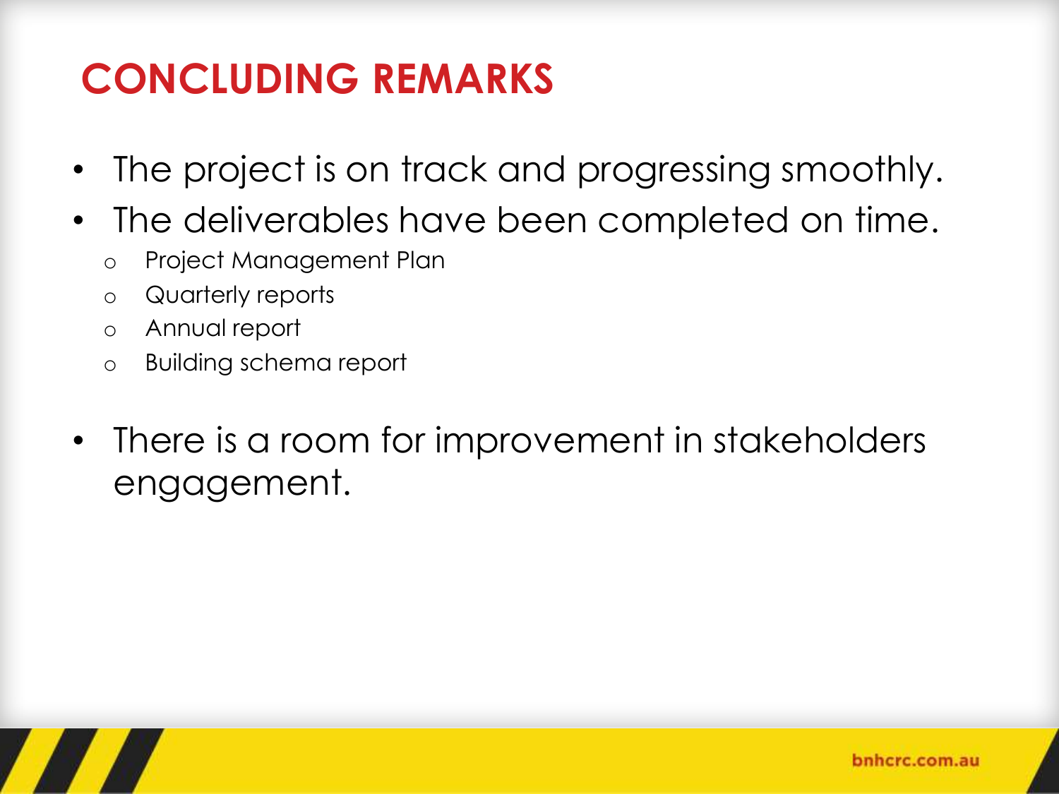# CONCLUDING REMARKS

- The project is on track and progressing smoothly.
- The deliverables have been completed on time.
  - Project Management Plan
  - Quarterly reports
  - Annual report
  - Building schema report
- There is a room for improvement in stakeholders engagement.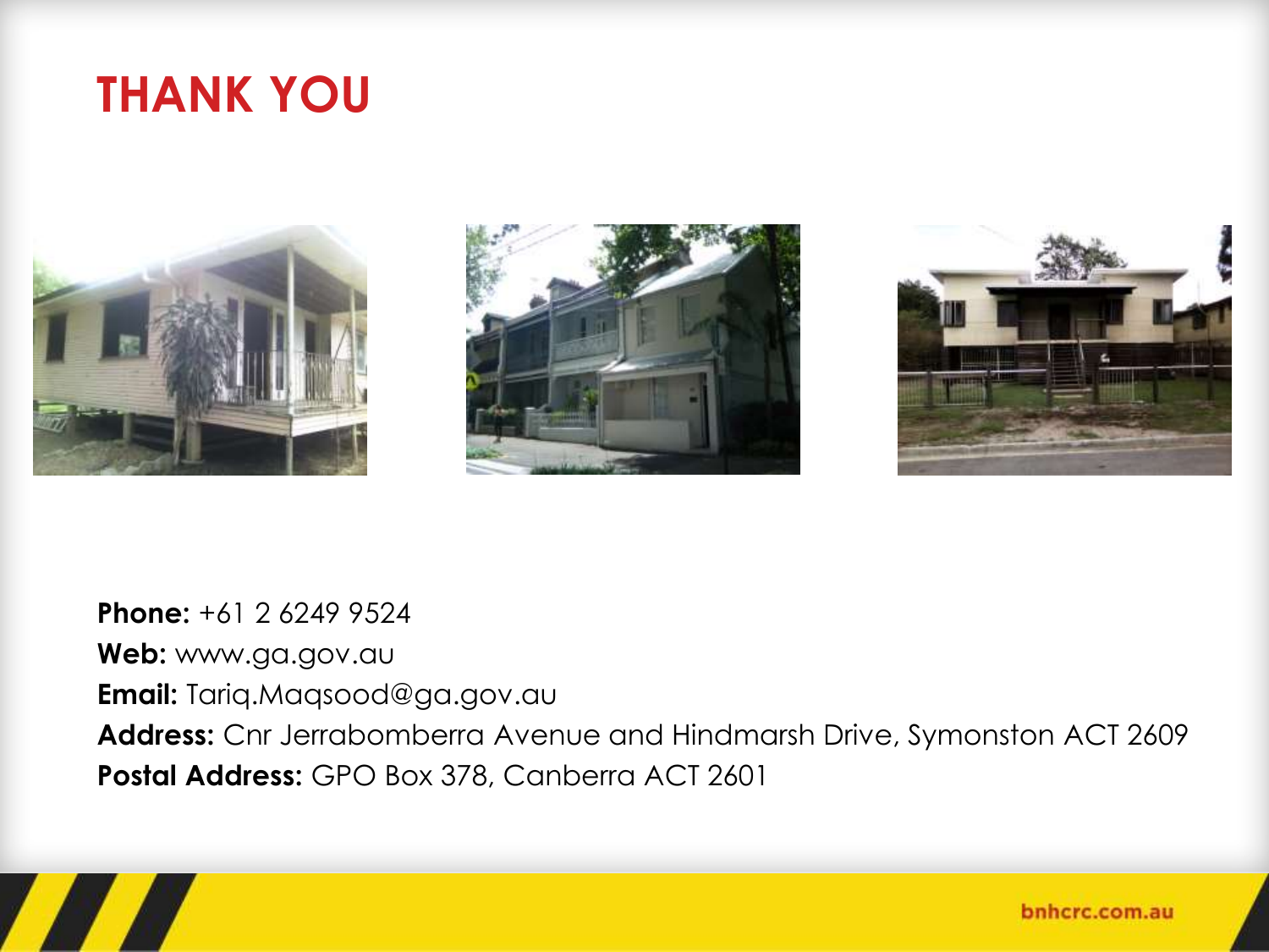# THANK YOU

**Phone:** +61 2 6249 9524
**Web:** www.ga.gov.au
**Email:** Tariq.Maqsood@ga.gov.au
**Address:** Cnr Jerrabomberra Avenue and Hindmarsh Drive, Symonston ACT 2609
**Postal Address:** GPO Box 378, Canberra ACT 2601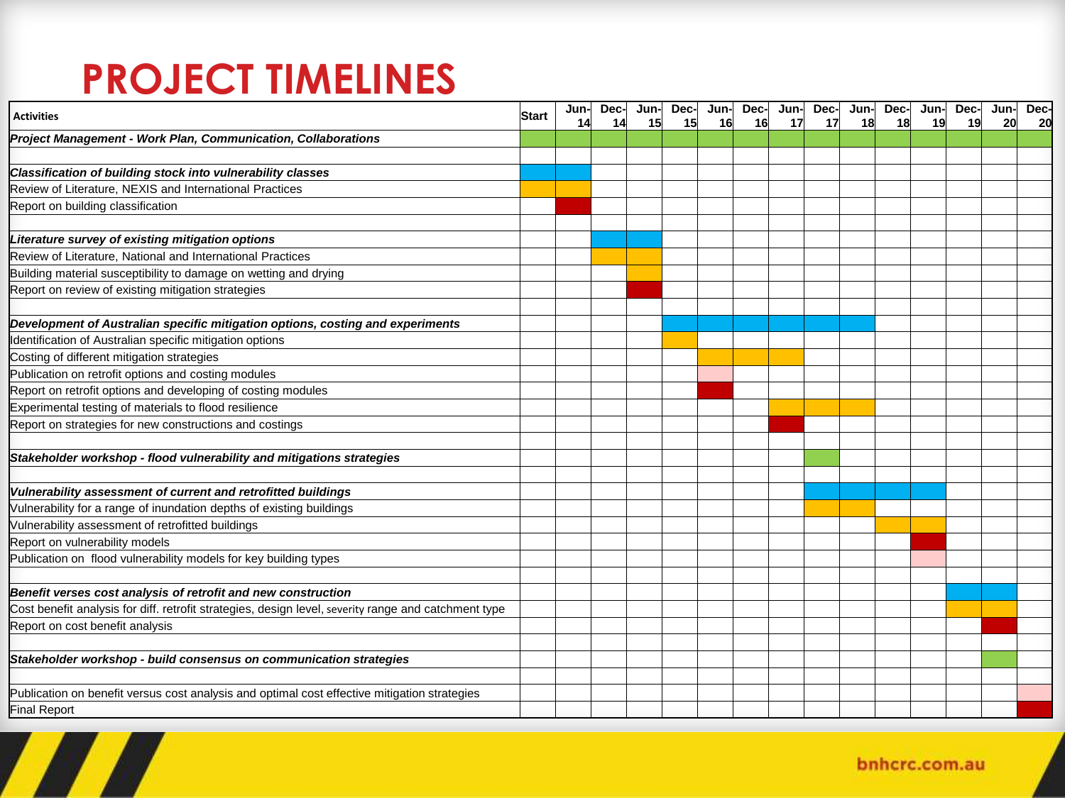# PROJECT TIMELINES

| Activities | Start | Jun-14 | Dec-14 | Jun-15 | Dec-15 | Jun-16 | Dec-16 | Jun-17 | Dec-17 | Jun-18 | Dec-18 | Jun-19 | Dec-19 | Jun-20 | Dec-20 |
|---|---|---|---|---|---|---|---|---|---|---|---|---|---|---|---|
| ***Project Management - Work Plan, Communication, Collaborations*** | | | | | | | | | | | | | | | |
| | | | | | | | | | | | | | | | |
| ***Classification of building stock into vulnerability classes*** | | | | | | | | | | | | | | | |
| Review of Literature, NEXIS and International Practices | | | | | | | | | | | | | | | |
| Report on building classification | | | | | | | | | | | | | | | |
| | | | | | | | | | | | | | | | |
| ***Literature survey of existing mitigation options*** | | | | | | | | | | | | | | | |
| Review of Literature, National and International Practices | | | | | | | | | | | | | | | |
| Building material susceptibility to damage on wetting and drying | | | | | | | | | | | | | | | |
| Report on review of existing mitigation strategies | | | | | | | | | | | | | | | |
| | | | | | | | | | | | | | | | |
| ***Development of Australian specific mitigation options, costing and experiments*** | | | | | | | | | | | | | | | |
| Identification of Australian specific mitigation options | | | | | | | | | | | | | | | |
| Costing of different mitigation strategies | | | | | | | | | | | | | | | |
| Publication on retrofit options and costing modules | | | | | | | | | | | | | | | |
| Report on retrofit options and developing of costing modules | | | | | | | | | | | | | | | |
| Experimental testing of materials to flood resilience | | | | | | | | | | | | | | | |
| Report on strategies for new constructions and costings | | | | | | | | | | | | | | | |
| | | | | | | | | | | | | | | | |
| ***Stakeholder workshop - flood vulnerability and mitigations strategies*** | | | | | | | | | | | | | | | |
| | | | | | | | | | | | | | | | |
| ***Vulnerability assessment of current and retrofitted buildings*** | | | | | | | | | | | | | | | |
| Vulnerability for a range of inundation depths of existing buildings | | | | | | | | | | | | | | | |
| Vulnerability assessment of retrofitted buildings | | | | | | | | | | | | | | | |
| Report on vulnerability models | | | | | | | | | | | | | | | |
| Publication on flood vulnerability models for key building types | | | | | | | | | | | | | | | |
| | | | | | | | | | | | | | | | |
| ***Benefit verses cost analysis of retrofit and new construction*** | | | | | | | | | | | | | | | |
| Cost benefit analysis for diff. retrofit strategies, design level, severity range and catchment type | | | | | | | | | | | | | | | |
| Report on cost benefit analysis | | | | | | | | | | | | | | | |
| | | | | | | | | | | | | | | | |
| ***Stakeholder workshop - build consensus on communication strategies*** | | | | | | | | | | | | | | | |
| | | | | | | | | | | | | | | | |
| Publication on benefit versus cost analysis and optimal cost effective mitigation strategies | | | | | | | | | | | | | | | |
| Final Report | | | | | | | | | | | | | | | |

bnhcrc.com.au